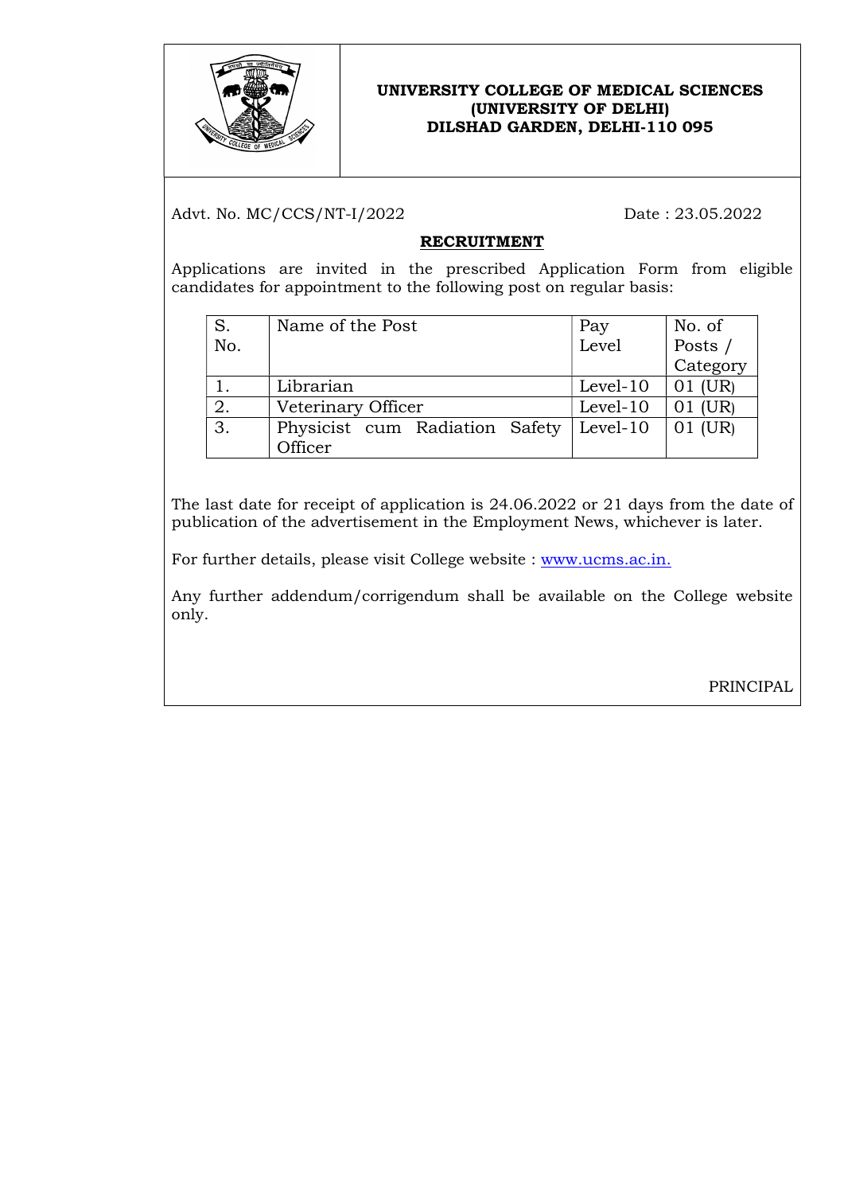# UNIVERSITY COLLEGE OF MEDICAL SCIENCES
## (UNIVERSITY OF DELHI)
## DILSHAD GARDEN, DELHI-110 095

Advt. No. MC/CCS/NT-I/2022 Date : 23.05.2022

**RECRUITMENT**

Applications are invited in the prescribed Application Form from eligible candidates for appointment to the following post on regular basis:

| S. No. | Name of the Post | Pay Level | No. of Posts / Category |
|---|---|---|---|
| 1. | Librarian | Level-10 | 01 (UR) |
| 2. | Veterinary Officer | Level-10 | 01 (UR) |
| 3. | Physicist cum Radiation Safety Officer | Level-10 | 01 (UR) |

The last date for receipt of application is 24.06.2022 or 21 days from the date of publication of the advertisement in the Employment News, whichever is later.

For further details, please visit College website : www.ucms.ac.in.

Any further addendum/corrigendum shall be available on the College website only.

PRINCIPAL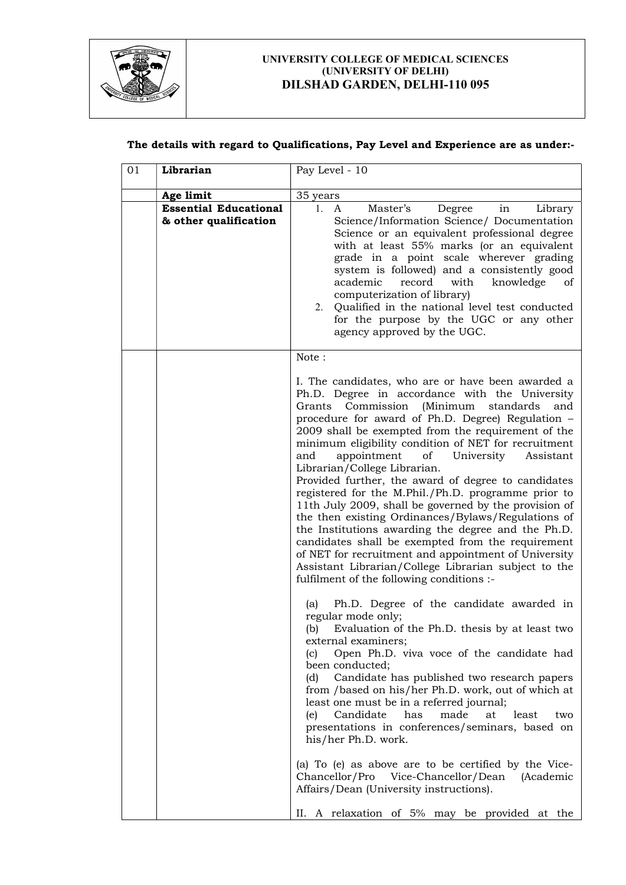**UNIVERSITY COLLEGE OF MEDICAL SCIENCES**
**(UNIVERSITY OF DELHI)**
**DILSHAD GARDEN, DELHI-110 095**

**The details with regard to Qualifications, Pay Level and Experience are as under:-**

| 01 | **Librarian** | Pay Level - 10 |
|---|---|---|
| | **Age limit** | 35 years |
| | **Essential Educational & other qualification** | 1. A Master's Degree in Library Science/Information Science/ Documentation Science or an equivalent professional degree with at least 55% marks (or an equivalent grade in a point scale wherever grading system is followed) and a consistently good academic record with knowledge of computerization of library)<br>2. Qualified in the national level test conducted for the purpose by the UGC or any other agency approved by the UGC. |
| | | Note :<br><br>I. The candidates, who are or have been awarded a Ph.D. Degree in accordance with the University Grants Commission (Minimum standards and procedure for award of Ph.D. Degree) Regulation – 2009 shall be exempted from the requirement of the minimum eligibility condition of NET for recruitment and appointment of University Assistant Librarian/College Librarian.<br>Provided further, the award of degree to candidates registered for the M.Phil./Ph.D. programme prior to 11th July 2009, shall be governed by the provision of the then existing Ordinances/Bylaws/Regulations of the Institutions awarding the degree and the Ph.D. candidates shall be exempted from the requirement of NET for recruitment and appointment of University Assistant Librarian/College Librarian subject to the fulfilment of the following conditions :-<br><br>(a) Ph.D. Degree of the candidate awarded in regular mode only;<br>(b) Evaluation of the Ph.D. thesis by at least two external examiners;<br>(c) Open Ph.D. viva voce of the candidate had been conducted;<br>(d) Candidate has published two research papers from /based on his/her Ph.D. work, out of which at least one must be in a referred journal;<br>(e) Candidate has made at least two presentations in conferences/seminars, based on his/her Ph.D. work.<br><br>(a) To (e) as above are to be certified by the Vice-Chancellor/Pro Vice-Chancellor/Dean (Academic Affairs/Dean (University instructions).<br><br>II. A relaxation of 5% may be provided at the |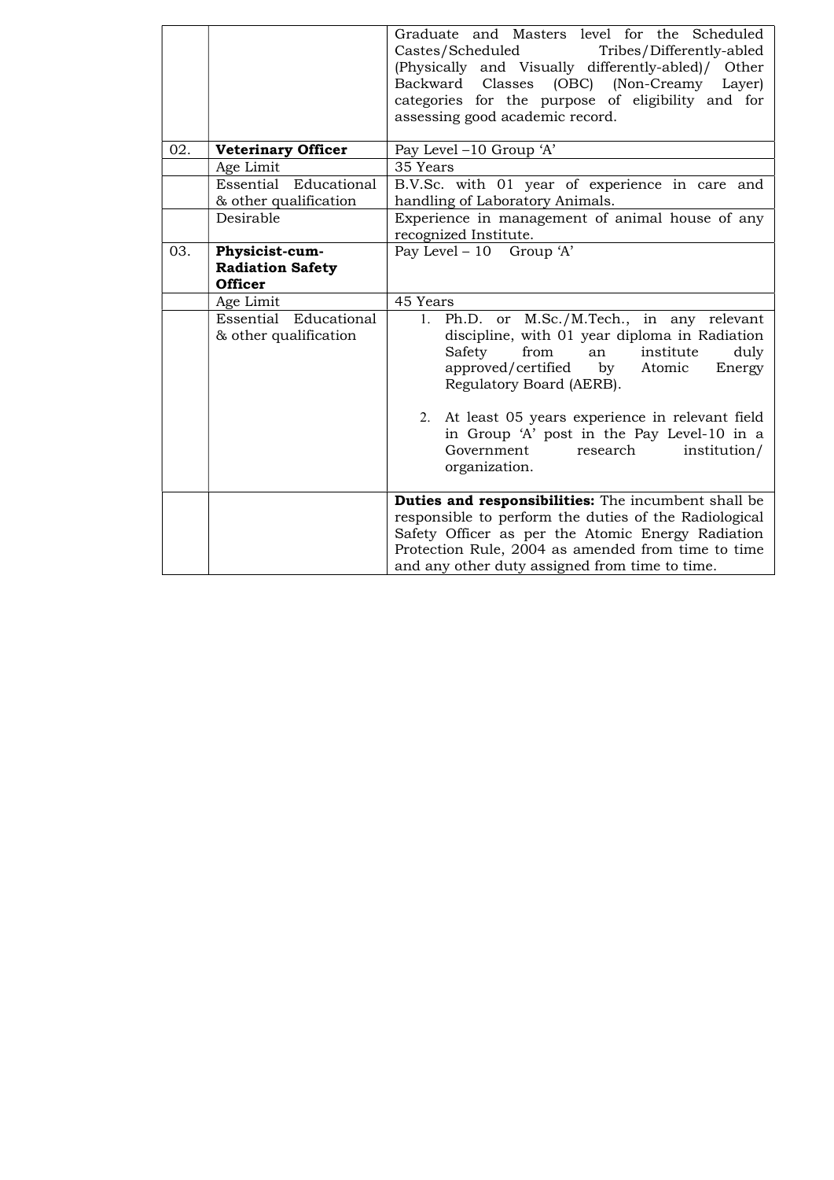| | | |
|---|---|---|
| | | Graduate and Masters level for the Scheduled Castes/Scheduled Tribes/Differently-abled (Physically and Visually differently-abled)/ Other Backward Classes (OBC) (Non-Creamy Layer) categories for the purpose of eligibility and for assessing good academic record. |
| 02. | **Veterinary Officer** | Pay Level –10 Group 'A' |
| | Age Limit | 35 Years |
| | Essential Educational & other qualification | B.V.Sc. with 01 year of experience in care and handling of Laboratory Animals. |
| | Desirable | Experience in management of animal house of any recognized Institute. |
| 03. | **Physicist-cum-Radiation Safety Officer** | Pay Level – 10 Group 'A' |
| | Age Limit | 45 Years |
| | Essential Educational & other qualification | 1. Ph.D. or M.Sc./M.Tech., in any relevant discipline, with 01 year diploma in Radiation Safety from an institute duly approved/certified by Atomic Energy Regulatory Board (AERB).<br><br>2. At least 05 years experience in relevant field in Group 'A' post in the Pay Level-10 in a Government research institution/ organization. |
| | | **Duties and responsibilities:** The incumbent shall be responsible to perform the duties of the Radiological Safety Officer as per the Atomic Energy Radiation Protection Rule, 2004 as amended from time to time and any other duty assigned from time to time. |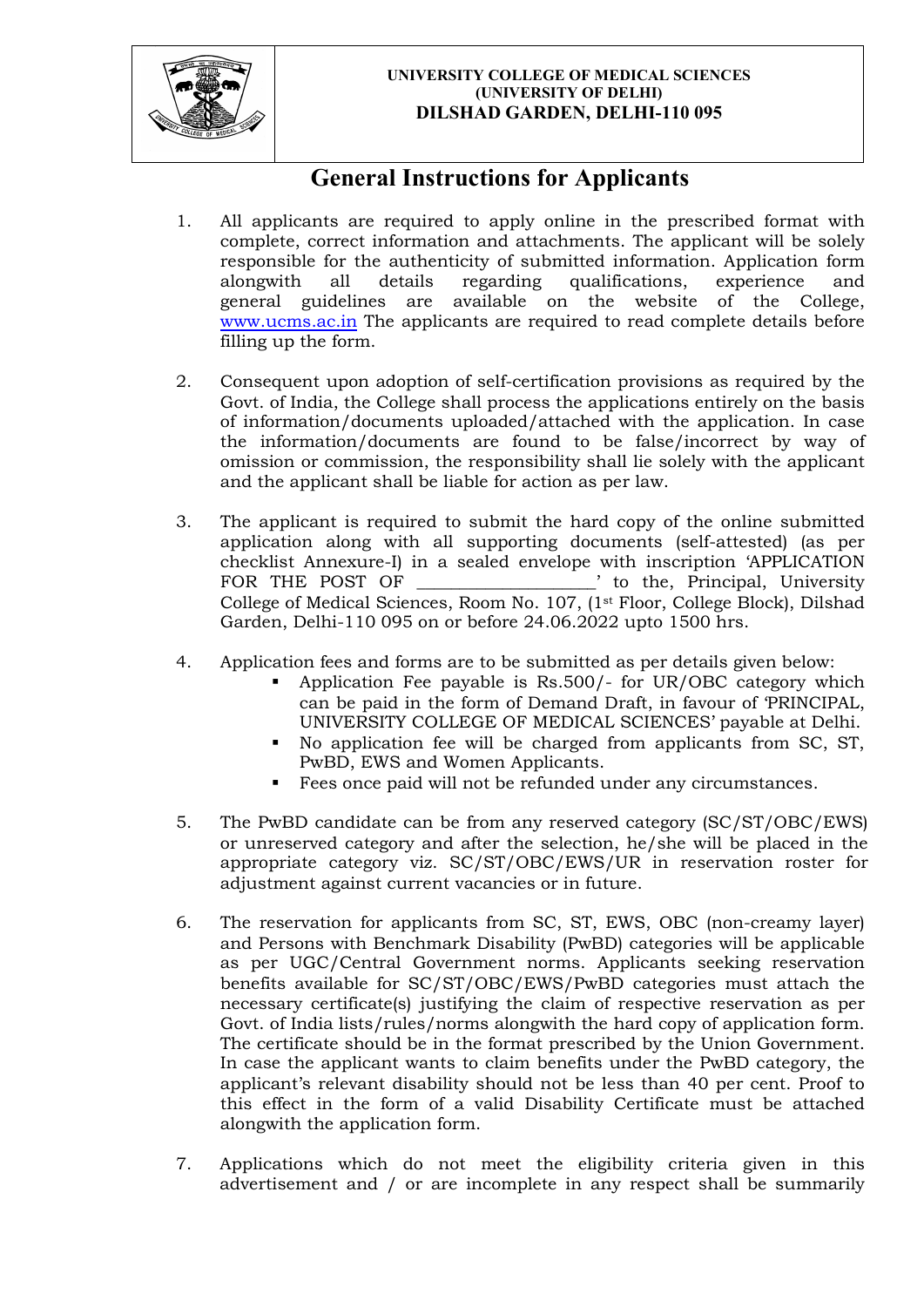**UNIVERSITY COLLEGE OF MEDICAL SCIENCES**
**(UNIVERSITY OF DELHI)**
**DILSHAD GARDEN, DELHI-110 095**

# General Instructions for Applicants

1. All applicants are required to apply online in the prescribed format with complete, correct information and attachments. The applicant will be solely responsible for the authenticity of submitted information. Application form alongwith all details regarding qualifications, experience and general guidelines are available on the website of the College, www.ucms.ac.in The applicants are required to read complete details before filling up the form.

2. Consequent upon adoption of self-certification provisions as required by the Govt. of India, the College shall process the applications entirely on the basis of information/documents uploaded/attached with the application. In case the information/documents are found to be false/incorrect by way of omission or commission, the responsibility shall lie solely with the applicant and the applicant shall be liable for action as per law.

3. The applicant is required to submit the hard copy of the online submitted application along with all supporting documents (self-attested) (as per checklist Annexure-I) in a sealed envelope with inscription 'APPLICATION FOR THE POST OF ____________________' to the, Principal, University College of Medical Sciences, Room No. 107, (1st Floor, College Block), Dilshad Garden, Delhi-110 095 on or before 24.06.2022 upto 1500 hrs.

4. Application fees and forms are to be submitted as per details given below:
   - Application Fee payable is Rs.500/- for UR/OBC category which can be paid in the form of Demand Draft, in favour of 'PRINCIPAL, UNIVERSITY COLLEGE OF MEDICAL SCIENCES' payable at Delhi.
   - No application fee will be charged from applicants from SC, ST, PwBD, EWS and Women Applicants.
   - Fees once paid will not be refunded under any circumstances.

5. The PwBD candidate can be from any reserved category (SC/ST/OBC/EWS) or unreserved category and after the selection, he/she will be placed in the appropriate category viz. SC/ST/OBC/EWS/UR in reservation roster for adjustment against current vacancies or in future.

6. The reservation for applicants from SC, ST, EWS, OBC (non-creamy layer) and Persons with Benchmark Disability (PwBD) categories will be applicable as per UGC/Central Government norms. Applicants seeking reservation benefits available for SC/ST/OBC/EWS/PwBD categories must attach the necessary certificate(s) justifying the claim of respective reservation as per Govt. of India lists/rules/norms alongwith the hard copy of application form. The certificate should be in the format prescribed by the Union Government. In case the applicant wants to claim benefits under the PwBD category, the applicant's relevant disability should not be less than 40 per cent. Proof to this effect in the form of a valid Disability Certificate must be attached alongwith the application form.

7. Applications which do not meet the eligibility criteria given in this advertisement and / or are incomplete in any respect shall be summarily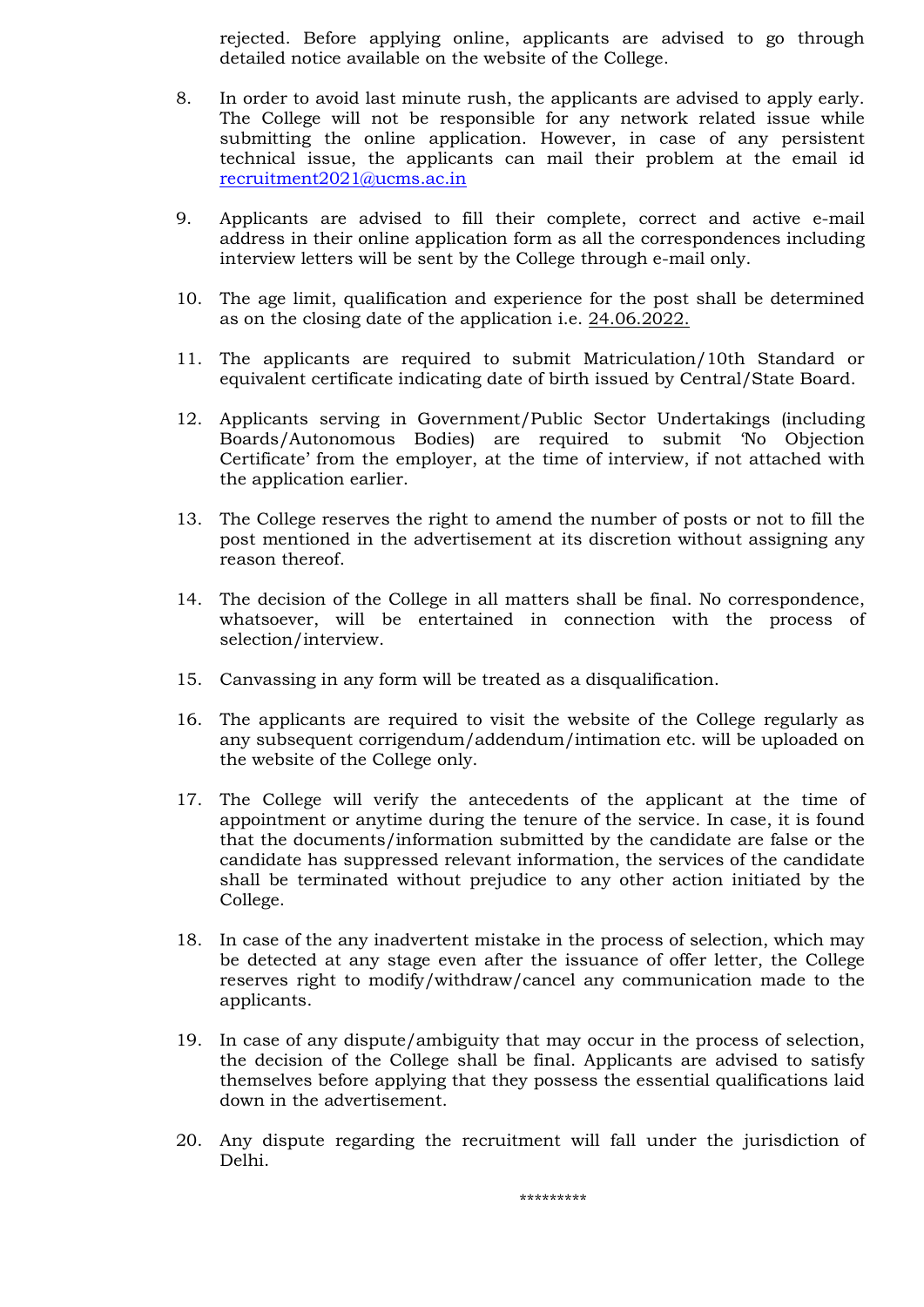rejected. Before applying online, applicants are advised to go through detailed notice available on the website of the College.

8. In order to avoid last minute rush, the applicants are advised to apply early. The College will not be responsible for any network related issue while submitting the online application. However, in case of any persistent technical issue, the applicants can mail their problem at the email id recruitment2021@ucms.ac.in

9. Applicants are advised to fill their complete, correct and active e-mail address in their online application form as all the correspondences including interview letters will be sent by the College through e-mail only.

10. The age limit, qualification and experience for the post shall be determined as on the closing date of the application i.e. 24.06.2022.

11. The applicants are required to submit Matriculation/10th Standard or equivalent certificate indicating date of birth issued by Central/State Board.

12. Applicants serving in Government/Public Sector Undertakings (including Boards/Autonomous Bodies) are required to submit 'No Objection Certificate' from the employer, at the time of interview, if not attached with the application earlier.

13. The College reserves the right to amend the number of posts or not to fill the post mentioned in the advertisement at its discretion without assigning any reason thereof.

14. The decision of the College in all matters shall be final. No correspondence, whatsoever, will be entertained in connection with the process of selection/interview.

15. Canvassing in any form will be treated as a disqualification.

16. The applicants are required to visit the website of the College regularly as any subsequent corrigendum/addendum/intimation etc. will be uploaded on the website of the College only.

17. The College will verify the antecedents of the applicant at the time of appointment or anytime during the tenure of the service. In case, it is found that the documents/information submitted by the candidate are false or the candidate has suppressed relevant information, the services of the candidate shall be terminated without prejudice to any other action initiated by the College.

18. In case of the any inadvertent mistake in the process of selection, which may be detected at any stage even after the issuance of offer letter, the College reserves right to modify/withdraw/cancel any communication made to the applicants.

19. In case of any dispute/ambiguity that may occur in the process of selection, the decision of the College shall be final. Applicants are advised to satisfy themselves before applying that they possess the essential qualifications laid down in the advertisement.

20. Any dispute regarding the recruitment will fall under the jurisdiction of Delhi.

*********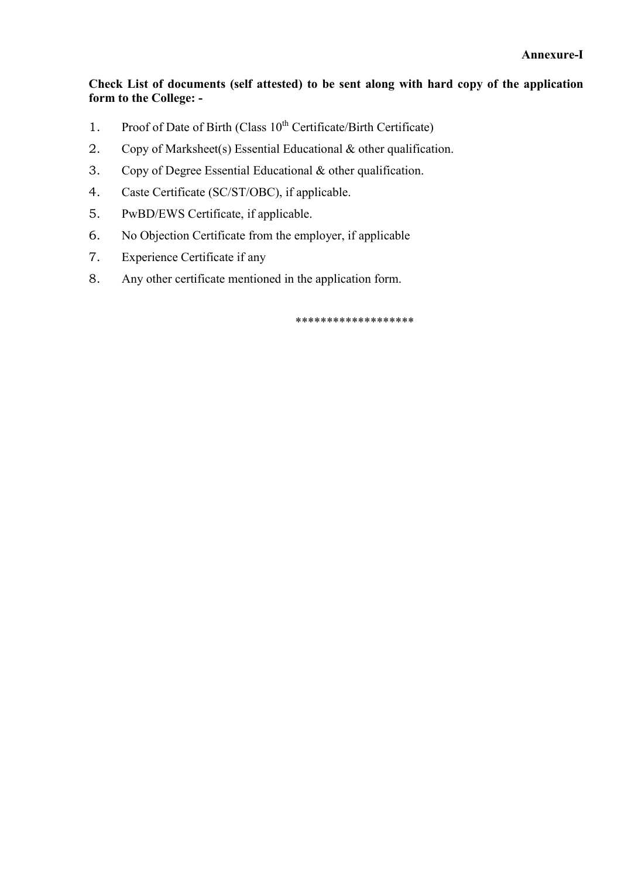**Annexure-I**

**Check List of documents (self attested) to be sent along with hard copy of the application form to the College: -**

1. Proof of Date of Birth (Class 10th Certificate/Birth Certificate)
2. Copy of Marksheet(s) Essential Educational & other qualification.
3. Copy of Degree Essential Educational & other qualification.
4. Caste Certificate (SC/ST/OBC), if applicable.
5. PwBD/EWS Certificate, if applicable.
6. No Objection Certificate from the employer, if applicable
7. Experience Certificate if any
8. Any other certificate mentioned in the application form.

******************